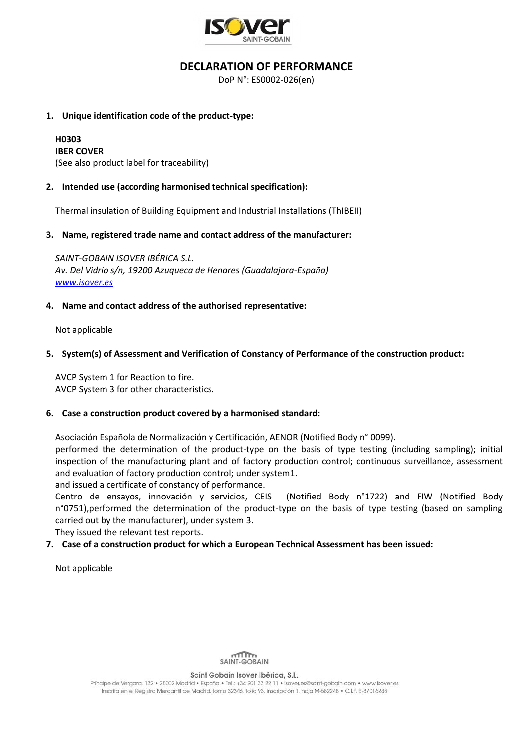# DECLARATION OF PERFORMANCE

DoP N°: ES0002-026(en)

1. **Unique identification code of the product-type:**

   **H0303**
   **IBER COVER**
   (See also product label for traceability)

2. **Intended use (according harmonised technical specification):**

   Thermal insulation of Building Equipment and Industrial Installations (ThIBEII)

3. **Name, registered trade name and contact address of the manufacturer:**

   *SAINT-GOBAIN ISOVER IBÉRICA S.L.*
   *Av. Del Vidrio s/n, 19200 Azuqueca de Henares (Guadalajara-España)*
   *www.isover.es*

4. **Name and contact address of the authorised representative:**

   Not applicable

5. **System(s) of Assessment and Verification of Constancy of Performance of the construction product:**

   AVCP System 1 for Reaction to fire.
   AVCP System 3 for other characteristics.

6. **Case a construction product covered by a harmonised standard:**

   Asociación Española de Normalización y Certificación, AENOR (Notified Body n° 0099).
   performed the determination of the product-type on the basis of type testing (including sampling); initial inspection of the manufacturing plant and of factory production control; continuous surveillance, assessment and evaluation of factory production control; under system1.
   and issued a certificate of constancy of performance.
   Centro de ensayos, innovación y servicios, CEIS (Notified Body n°1722) and FIW (Notified Body n°0751),performed the determination of the product-type on the basis of type testing (based on sampling carried out by the manufacturer), under system 3.
   They issued the relevant test reports.

7. **Case of a construction product for which a European Technical Assessment has been issued:**

   Not applicable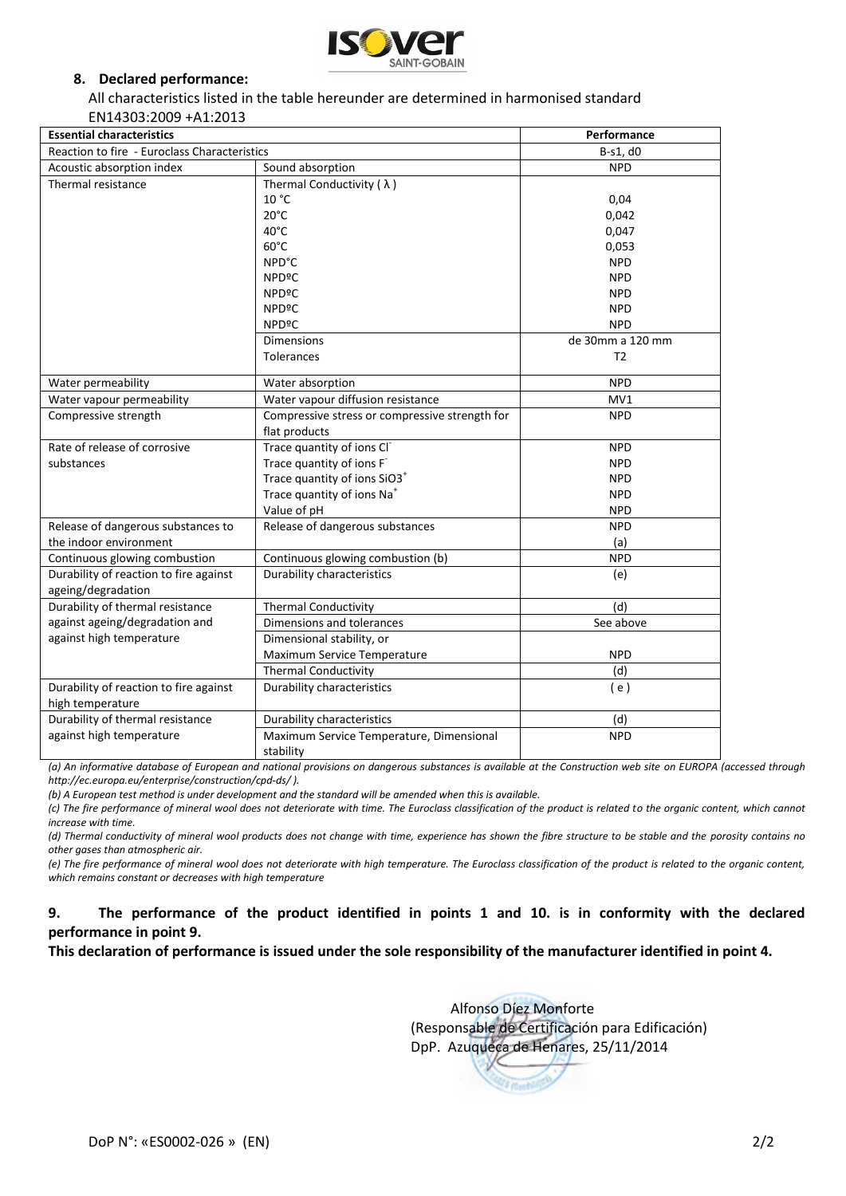## 8. Declared performance:

All characteristics listed in the table hereunder are determined in harmonised standard EN14303:2009 +A1:2013

| Essential characteristics | | Performance |
|---|---|---|
| Reaction to fire - Euroclass Characteristics | | B-s1, d0 |
| Acoustic absorption index | Sound absorption | NPD |
| Thermal resistance | Thermal Conductivity ( λ ) | |
| | 10 °C | 0,04 |
| | 20°C | 0,042 |
| | 40°C | 0,047 |
| | 60°C | 0,053 |
| | NPD°C | NPD |
| | NPDºC | NPD |
| | NPDºC | NPD |
| | NPDºC | NPD |
| | NPDºC | NPD |
| | Dimensions | de 30mm a 120 mm |
| | Tolerances | T2 |
| Water permeability | Water absorption | NPD |
| Water vapour permeability | Water vapour diffusion resistance | MV1 |
| Compressive strength | Compressive stress or compressive strength for flat products | NPD |
| Rate of release of corrosive substances | Trace quantity of ions $Cl^-$ | NPD |
| | Trace quantity of ions $F^-$ | NPD |
| | Trace quantity of ions $SiO3^+$ | NPD |
| | Trace quantity of ions $Na^+$ | NPD |
| | Value of pH | NPD |
| Release of dangerous substances to the indoor environment | Release of dangerous substances | NPD (a) |
| Continuous glowing combustion | Continuous glowing combustion (b) | NPD |
| Durability of reaction to fire against ageing/degradation | Durability characteristics | (e) |
| Durability of thermal resistance against ageing/degradation and against high temperature | Thermal Conductivity | (d) |
| | Dimensions and tolerances | See above |
| | Dimensional stability, or Maximum Service Temperature | NPD |
| | Thermal Conductivity | (d) |
| Durability of reaction to fire against high temperature | Durability characteristics | ( e ) |
| Durability of thermal resistance against high temperature | Durability characteristics | (d) |
| | Maximum Service Temperature, Dimensional stability | NPD |

*(a) An informative database of European and national provisions on dangerous substances is available at the Construction web site on EUROPA (accessed through http://ec.europa.eu/enterprise/construction/cpd-ds/ ).*

*(b) A European test method is under development and the standard will be amended when this is available.*

*(c) The fire performance of mineral wool does not deteriorate with time. The Euroclass classification of the product is related to the organic content, which cannot increase with time.*

*(d) Thermal conductivity of mineral wool products does not change with time, experience has shown the fibre structure to be stable and the porosity contains no other gases than atmospheric air.*

*(e) The fire performance of mineral wool does not deteriorate with high temperature. The Euroclass classification of the product is related to the organic content, which remains constant or decreases with high temperature*

**9. The performance of the product identified in points 1 and 10. is in conformity with the declared performance in point 9.**

**This declaration of performance is issued under the sole responsibility of the manufacturer identified in point 4.**

Alfonso Díez Monforte
(Responsable de Certificación para Edificación)
DpP. Azuqueca de Henares, 25/11/2014

DoP N°: «ES0002-026 » (EN)